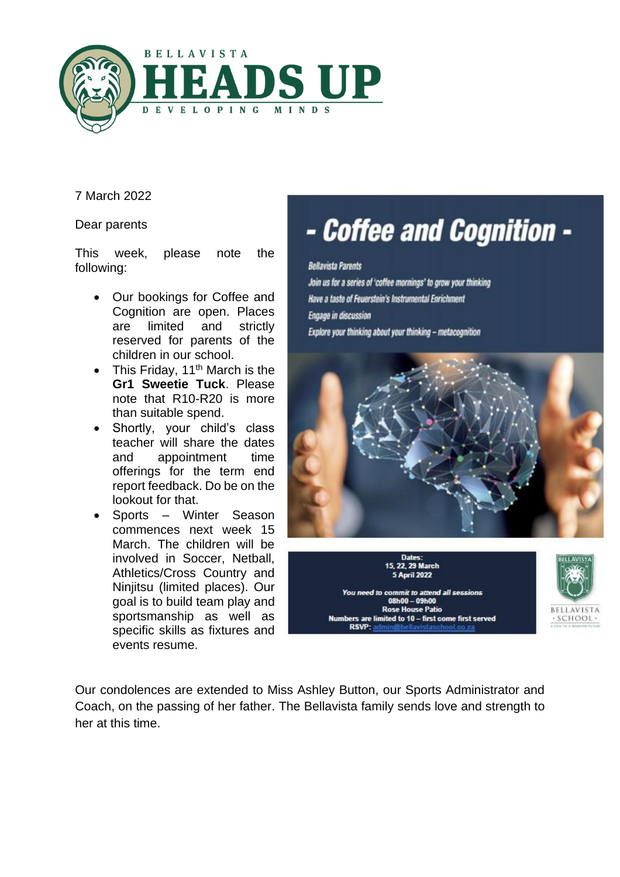# BELLAVISTA HEADS UP

DEVELOPING MINDS

7 March 2022

Dear parents

This week, please note the following:

- Our bookings for Coffee and Cognition are open. Places are limited and strictly reserved for parents of the children in our school.
- This Friday, 11th March is the **Gr1 Sweetie Tuck**. Please note that R10-R20 is more than suitable spend.
- Shortly, your child's class teacher will share the dates and appointment time offerings for the term end report feedback. Do be on the lookout for that.
- Sports – Winter Season commences next week 15 March. The children will be involved in Soccer, Netball, Athletics/Cross Country and Ninjitsu (limited places). Our goal is to build team play and sportsmanship as well as specific skills as fixtures and events resume.

## - Coffee and Cognition -

*Bellavista Parents*

*Join us for a series of 'coffee mornings' to grow your thinking*

*Have a taste of Feuerstein's Instrumental Enrichment*

*Engage in discussion*

*Explore your thinking about your thinking – metacognition*

**Dates:**
**15, 22, 29 March**
**5 April 2022**

***You need to commit to attend all sessions***
**08h00 – 09h00**
**Rose House Patio**
**Numbers are limited to 10 – first come first served**
**RSVP:** admin@bellavistaschool.co.za

BELLAVISTA SCHOOL

Our condolences are extended to Miss Ashley Button, our Sports Administrator and Coach, on the passing of her father. The Bellavista family sends love and strength to her at this time.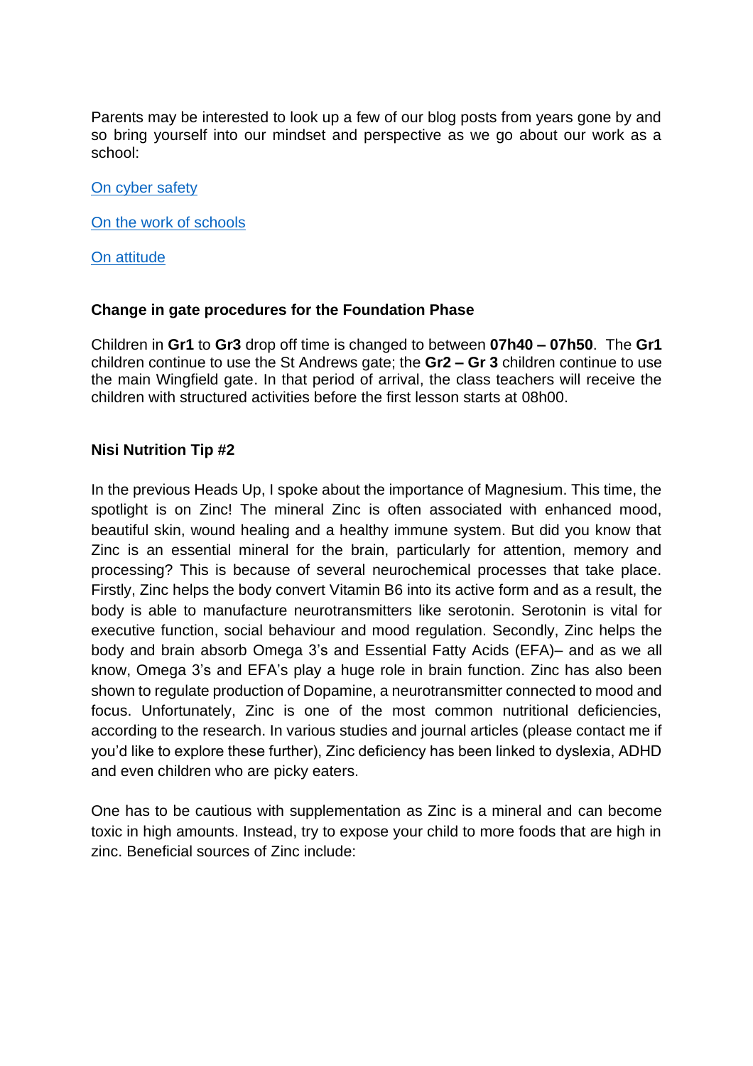Parents may be interested to look up a few of our blog posts from years gone by and so bring yourself into our mindset and perspective as we go about our work as a school:

On cyber safety

On the work of schools

On attitude

**Change in gate procedures for the Foundation Phase**

Children in **Gr1** to **Gr3** drop off time is changed to between **07h40 – 07h50**. The **Gr1** children continue to use the St Andrews gate; the **Gr2 – Gr 3** children continue to use the main Wingfield gate. In that period of arrival, the class teachers will receive the children with structured activities before the first lesson starts at 08h00.

**Nisi Nutrition Tip #2**

In the previous Heads Up, I spoke about the importance of Magnesium. This time, the spotlight is on Zinc! The mineral Zinc is often associated with enhanced mood, beautiful skin, wound healing and a healthy immune system. But did you know that Zinc is an essential mineral for the brain, particularly for attention, memory and processing? This is because of several neurochemical processes that take place. Firstly, Zinc helps the body convert Vitamin B6 into its active form and as a result, the body is able to manufacture neurotransmitters like serotonin. Serotonin is vital for executive function, social behaviour and mood regulation. Secondly, Zinc helps the body and brain absorb Omega 3's and Essential Fatty Acids (EFA)– and as we all know, Omega 3's and EFA's play a huge role in brain function. Zinc has also been shown to regulate production of Dopamine, a neurotransmitter connected to mood and focus. Unfortunately, Zinc is one of the most common nutritional deficiencies, according to the research. In various studies and journal articles (please contact me if you'd like to explore these further), Zinc deficiency has been linked to dyslexia, ADHD and even children who are picky eaters.

One has to be cautious with supplementation as Zinc is a mineral and can become toxic in high amounts. Instead, try to expose your child to more foods that are high in zinc. Beneficial sources of Zinc include: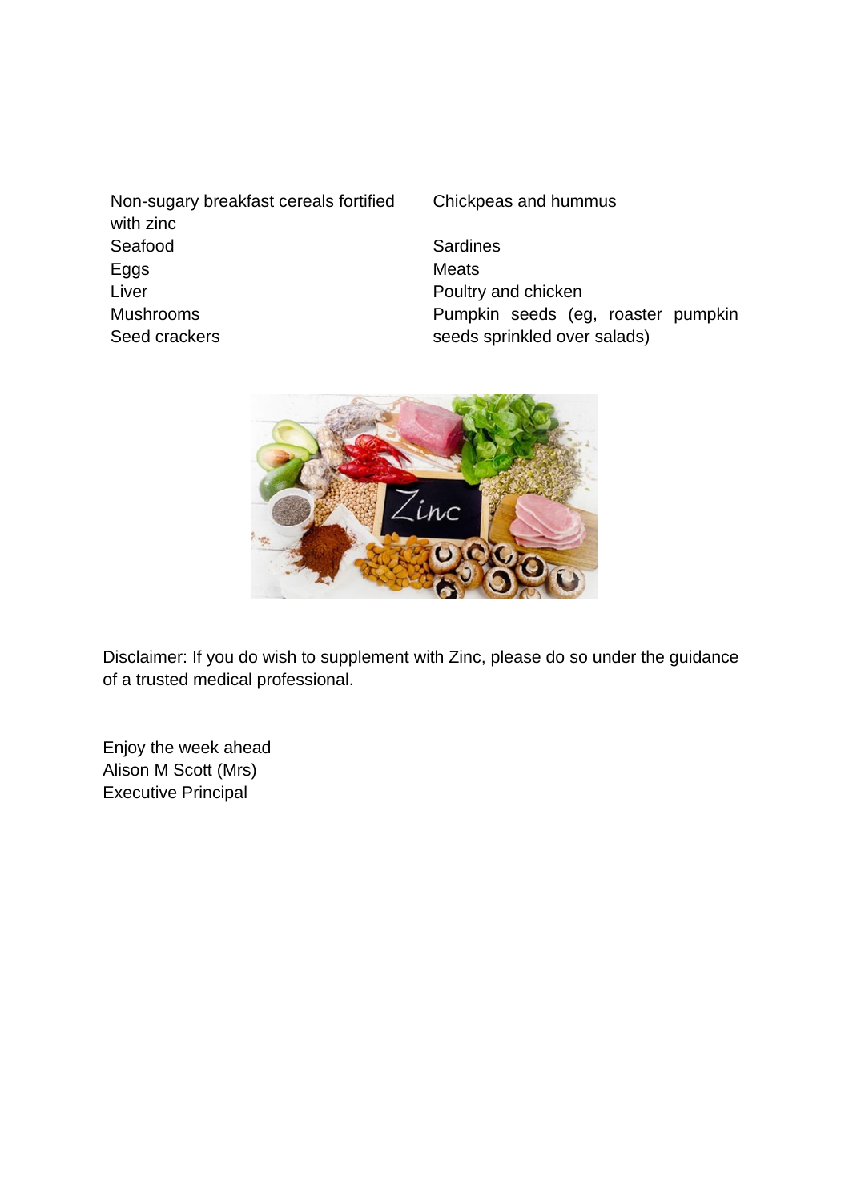Non-sugary breakfast cereals fortified with zinc
Seafood
Eggs
Liver
Mushrooms
Seed crackers

Chickpeas and hummus

Sardines
Meats
Poultry and chicken
Pumpkin seeds (eg, roaster pumpkin seeds sprinkled over salads)

Disclaimer: If you do wish to supplement with Zinc, please do so under the guidance of a trusted medical professional.

Enjoy the week ahead
Alison M Scott (Mrs)
Executive Principal